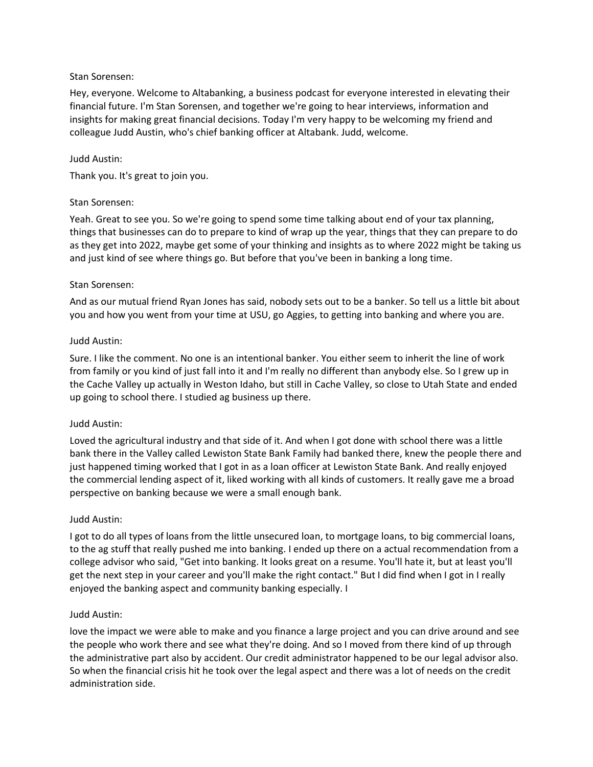Stan Sorensen:

Hey, everyone. Welcome to Altabanking, a business podcast for everyone interested in elevating their financial future. I'm Stan Sorensen, and together we're going to hear interviews, information and insights for making great financial decisions. Today I'm very happy to be welcoming my friend and colleague Judd Austin, who's chief banking officer at Altabank. Judd, welcome.

Judd Austin:

Thank you. It's great to join you.

Stan Sorensen:

Yeah. Great to see you. So we're going to spend some time talking about end of your tax planning, things that businesses can do to prepare to kind of wrap up the year, things that they can prepare to do as they get into 2022, maybe get some of your thinking and insights as to where 2022 might be taking us and just kind of see where things go. But before that you've been in banking a long time.

Stan Sorensen:

And as our mutual friend Ryan Jones has said, nobody sets out to be a banker. So tell us a little bit about you and how you went from your time at USU, go Aggies, to getting into banking and where you are.

Judd Austin:

Sure. I like the comment. No one is an intentional banker. You either seem to inherit the line of work from family or you kind of just fall into it and I'm really no different than anybody else. So I grew up in the Cache Valley up actually in Weston Idaho, but still in Cache Valley, so close to Utah State and ended up going to school there. I studied ag business up there.

Judd Austin:

Loved the agricultural industry and that side of it. And when I got done with school there was a little bank there in the Valley called Lewiston State Bank Family had banked there, knew the people there and just happened timing worked that I got in as a loan officer at Lewiston State Bank. And really enjoyed the commercial lending aspect of it, liked working with all kinds of customers. It really gave me a broad perspective on banking because we were a small enough bank.

Judd Austin:

I got to do all types of loans from the little unsecured loan, to mortgage loans, to big commercial loans, to the ag stuff that really pushed me into banking. I ended up there on a actual recommendation from a college advisor who said, "Get into banking. It looks great on a resume. You'll hate it, but at least you'll get the next step in your career and you'll make the right contact." But I did find when I got in I really enjoyed the banking aspect and community banking especially. I

Judd Austin:

love the impact we were able to make and you finance a large project and you can drive around and see the people who work there and see what they're doing. And so I moved from there kind of up through the administrative part also by accident. Our credit administrator happened to be our legal advisor also. So when the financial crisis hit he took over the legal aspect and there was a lot of needs on the credit administration side.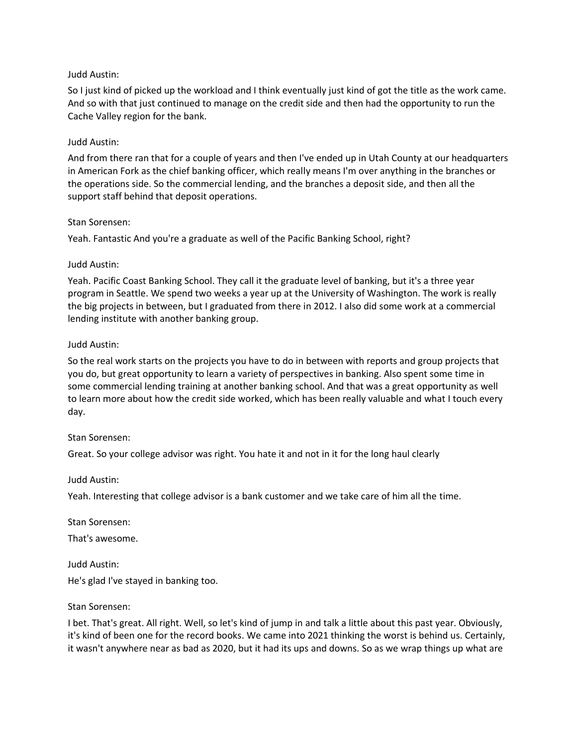Judd Austin:

So I just kind of picked up the workload and I think eventually just kind of got the title as the work came. And so with that just continued to manage on the credit side and then had the opportunity to run the Cache Valley region for the bank.

Judd Austin:

And from there ran that for a couple of years and then I've ended up in Utah County at our headquarters in American Fork as the chief banking officer, which really means I'm over anything in the branches or the operations side. So the commercial lending, and the branches a deposit side, and then all the support staff behind that deposit operations.

Stan Sorensen:

Yeah. Fantastic And you're a graduate as well of the Pacific Banking School, right?

Judd Austin:

Yeah. Pacific Coast Banking School. They call it the graduate level of banking, but it's a three year program in Seattle. We spend two weeks a year up at the University of Washington. The work is really the big projects in between, but I graduated from there in 2012. I also did some work at a commercial lending institute with another banking group.

Judd Austin:

So the real work starts on the projects you have to do in between with reports and group projects that you do, but great opportunity to learn a variety of perspectives in banking. Also spent some time in some commercial lending training at another banking school. And that was a great opportunity as well to learn more about how the credit side worked, which has been really valuable and what I touch every day.

Stan Sorensen:

Great. So your college advisor was right. You hate it and not in it for the long haul clearly

Judd Austin:

Yeah. Interesting that college advisor is a bank customer and we take care of him all the time.

Stan Sorensen:

That's awesome.

Judd Austin:

He's glad I've stayed in banking too.

Stan Sorensen:

I bet. That's great. All right. Well, so let's kind of jump in and talk a little about this past year. Obviously, it's kind of been one for the record books. We came into 2021 thinking the worst is behind us. Certainly, it wasn't anywhere near as bad as 2020, but it had its ups and downs. So as we wrap things up what are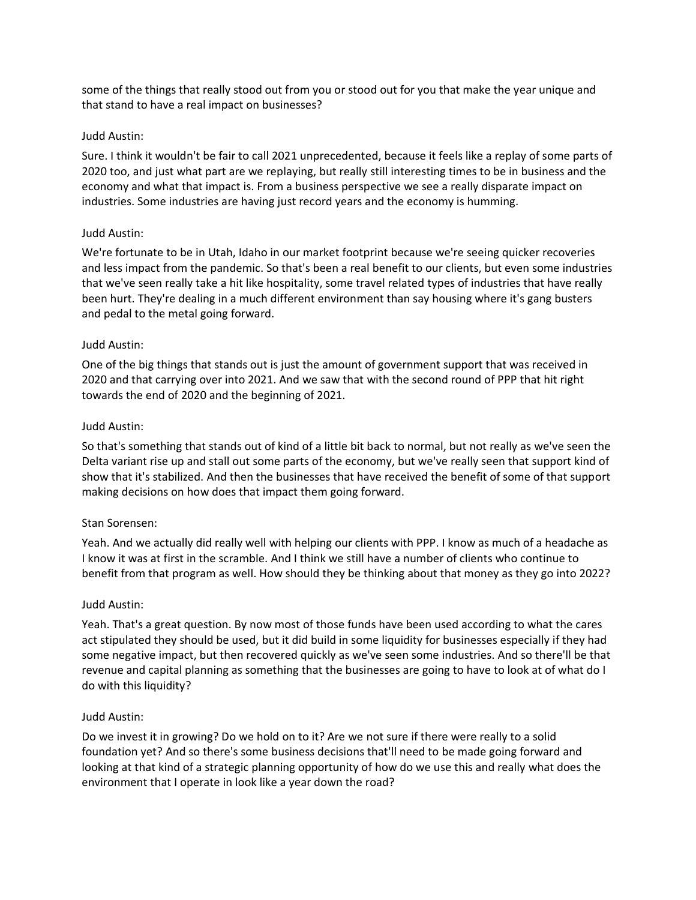some of the things that really stood out from you or stood out for you that make the year unique and that stand to have a real impact on businesses?

Judd Austin:

Sure. I think it wouldn't be fair to call 2021 unprecedented, because it feels like a replay of some parts of 2020 too, and just what part are we replaying, but really still interesting times to be in business and the economy and what that impact is. From a business perspective we see a really disparate impact on industries. Some industries are having just record years and the economy is humming.

Judd Austin:

We're fortunate to be in Utah, Idaho in our market footprint because we're seeing quicker recoveries and less impact from the pandemic. So that's been a real benefit to our clients, but even some industries that we've seen really take a hit like hospitality, some travel related types of industries that have really been hurt. They're dealing in a much different environment than say housing where it's gang busters and pedal to the metal going forward.

Judd Austin:

One of the big things that stands out is just the amount of government support that was received in 2020 and that carrying over into 2021. And we saw that with the second round of PPP that hit right towards the end of 2020 and the beginning of 2021.

Judd Austin:

So that's something that stands out of kind of a little bit back to normal, but not really as we've seen the Delta variant rise up and stall out some parts of the economy, but we've really seen that support kind of show that it's stabilized. And then the businesses that have received the benefit of some of that support making decisions on how does that impact them going forward.

Stan Sorensen:

Yeah. And we actually did really well with helping our clients with PPP. I know as much of a headache as I know it was at first in the scramble. And I think we still have a number of clients who continue to benefit from that program as well. How should they be thinking about that money as they go into 2022?

Judd Austin:

Yeah. That's a great question. By now most of those funds have been used according to what the cares act stipulated they should be used, but it did build in some liquidity for businesses especially if they had some negative impact, but then recovered quickly as we've seen some industries. And so there'll be that revenue and capital planning as something that the businesses are going to have to look at of what do I do with this liquidity?

Judd Austin:

Do we invest it in growing? Do we hold on to it? Are we not sure if there were really to a solid foundation yet? And so there's some business decisions that'll need to be made going forward and looking at that kind of a strategic planning opportunity of how do we use this and really what does the environment that I operate in look like a year down the road?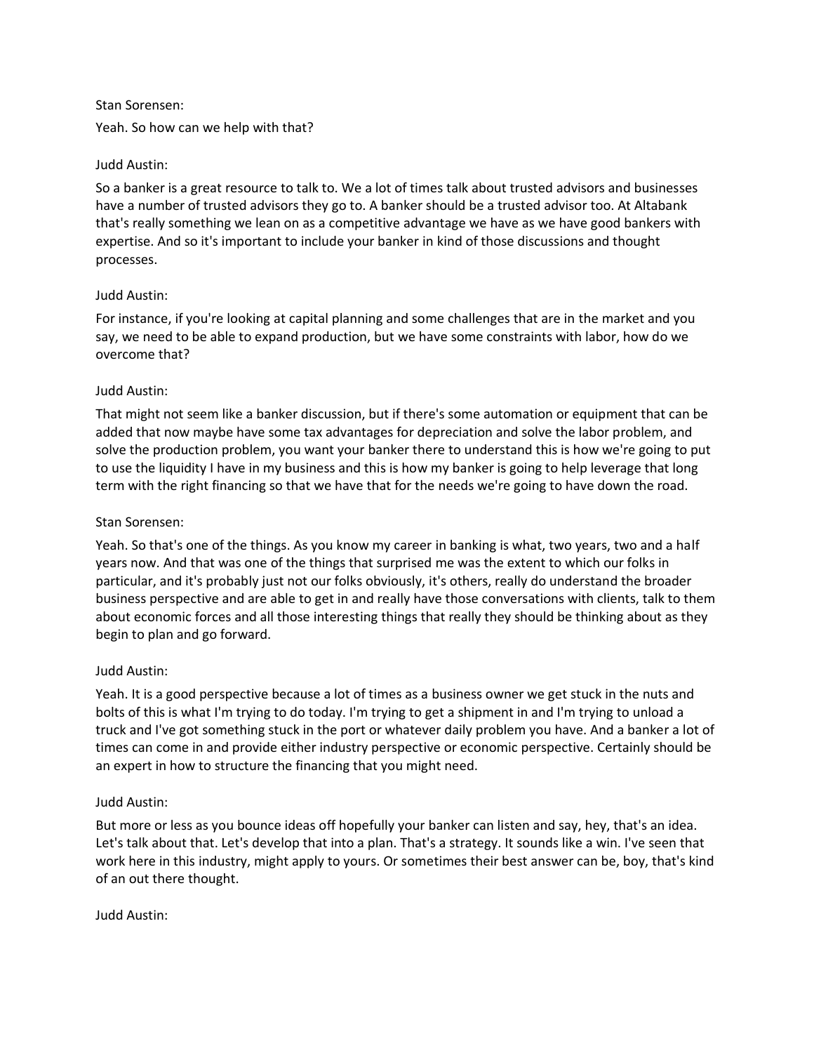Stan Sorensen:

Yeah. So how can we help with that?

Judd Austin:

So a banker is a great resource to talk to. We a lot of times talk about trusted advisors and businesses have a number of trusted advisors they go to. A banker should be a trusted advisor too. At Altabank that's really something we lean on as a competitive advantage we have as we have good bankers with expertise. And so it's important to include your banker in kind of those discussions and thought processes.

Judd Austin:

For instance, if you're looking at capital planning and some challenges that are in the market and you say, we need to be able to expand production, but we have some constraints with labor, how do we overcome that?

Judd Austin:

That might not seem like a banker discussion, but if there's some automation or equipment that can be added that now maybe have some tax advantages for depreciation and solve the labor problem, and solve the production problem, you want your banker there to understand this is how we're going to put to use the liquidity I have in my business and this is how my banker is going to help leverage that long term with the right financing so that we have that for the needs we're going to have down the road.

Stan Sorensen:

Yeah. So that's one of the things. As you know my career in banking is what, two years, two and a half years now. And that was one of the things that surprised me was the extent to which our folks in particular, and it's probably just not our folks obviously, it's others, really do understand the broader business perspective and are able to get in and really have those conversations with clients, talk to them about economic forces and all those interesting things that really they should be thinking about as they begin to plan and go forward.

Judd Austin:

Yeah. It is a good perspective because a lot of times as a business owner we get stuck in the nuts and bolts of this is what I'm trying to do today. I'm trying to get a shipment in and I'm trying to unload a truck and I've got something stuck in the port or whatever daily problem you have. And a banker a lot of times can come in and provide either industry perspective or economic perspective. Certainly should be an expert in how to structure the financing that you might need.

Judd Austin:

But more or less as you bounce ideas off hopefully your banker can listen and say, hey, that's an idea. Let's talk about that. Let's develop that into a plan. That's a strategy. It sounds like a win. I've seen that work here in this industry, might apply to yours. Or sometimes their best answer can be, boy, that's kind of an out there thought.

Judd Austin: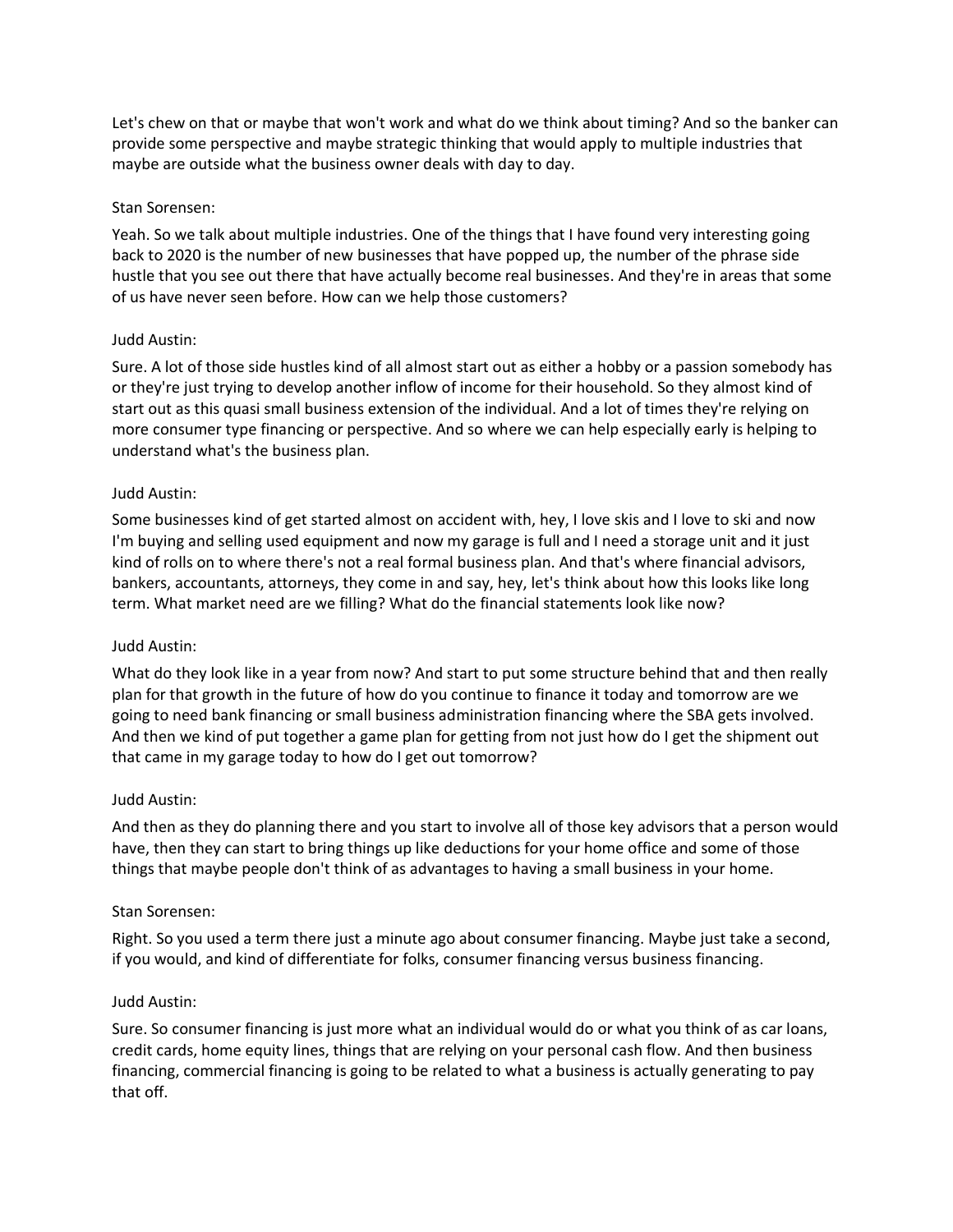Let's chew on that or maybe that won't work and what do we think about timing? And so the banker can provide some perspective and maybe strategic thinking that would apply to multiple industries that maybe are outside what the business owner deals with day to day.

Stan Sorensen:

Yeah. So we talk about multiple industries. One of the things that I have found very interesting going back to 2020 is the number of new businesses that have popped up, the number of the phrase side hustle that you see out there that have actually become real businesses. And they're in areas that some of us have never seen before. How can we help those customers?

Judd Austin:

Sure. A lot of those side hustles kind of all almost start out as either a hobby or a passion somebody has or they're just trying to develop another inflow of income for their household. So they almost kind of start out as this quasi small business extension of the individual. And a lot of times they're relying on more consumer type financing or perspective. And so where we can help especially early is helping to understand what's the business plan.

Judd Austin:

Some businesses kind of get started almost on accident with, hey, I love skis and I love to ski and now I'm buying and selling used equipment and now my garage is full and I need a storage unit and it just kind of rolls on to where there's not a real formal business plan. And that's where financial advisors, bankers, accountants, attorneys, they come in and say, hey, let's think about how this looks like long term. What market need are we filling? What do the financial statements look like now?

Judd Austin:

What do they look like in a year from now? And start to put some structure behind that and then really plan for that growth in the future of how do you continue to finance it today and tomorrow are we going to need bank financing or small business administration financing where the SBA gets involved. And then we kind of put together a game plan for getting from not just how do I get the shipment out that came in my garage today to how do I get out tomorrow?

Judd Austin:

And then as they do planning there and you start to involve all of those key advisors that a person would have, then they can start to bring things up like deductions for your home office and some of those things that maybe people don't think of as advantages to having a small business in your home.

Stan Sorensen:

Right. So you used a term there just a minute ago about consumer financing. Maybe just take a second, if you would, and kind of differentiate for folks, consumer financing versus business financing.

Judd Austin:

Sure. So consumer financing is just more what an individual would do or what you think of as car loans, credit cards, home equity lines, things that are relying on your personal cash flow. And then business financing, commercial financing is going to be related to what a business is actually generating to pay that off.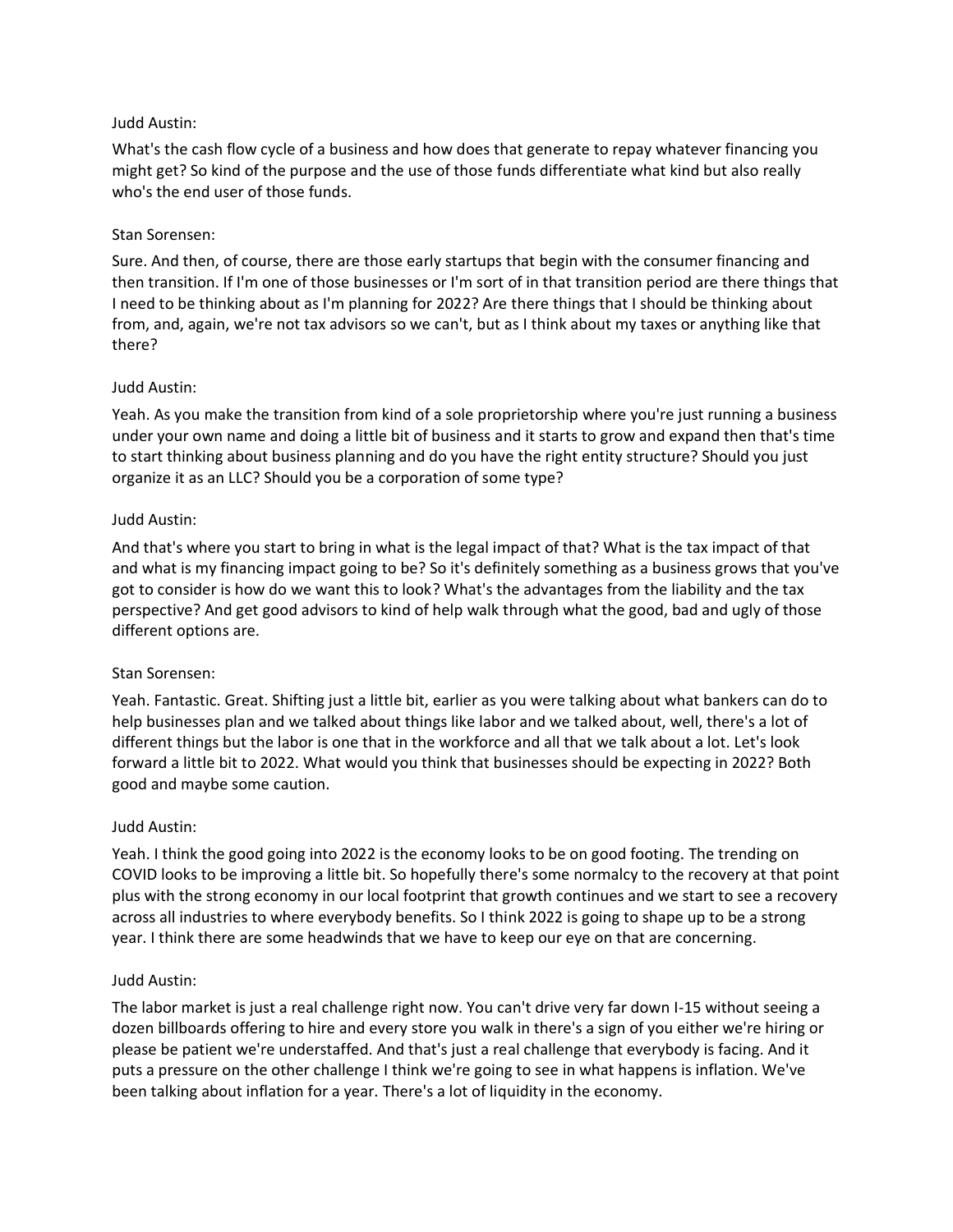Judd Austin:

What's the cash flow cycle of a business and how does that generate to repay whatever financing you might get? So kind of the purpose and the use of those funds differentiate what kind but also really who's the end user of those funds.

Stan Sorensen:

Sure. And then, of course, there are those early startups that begin with the consumer financing and then transition. If I'm one of those businesses or I'm sort of in that transition period are there things that I need to be thinking about as I'm planning for 2022? Are there things that I should be thinking about from, and, again, we're not tax advisors so we can't, but as I think about my taxes or anything like that there?

Judd Austin:

Yeah. As you make the transition from kind of a sole proprietorship where you're just running a business under your own name and doing a little bit of business and it starts to grow and expand then that's time to start thinking about business planning and do you have the right entity structure? Should you just organize it as an LLC? Should you be a corporation of some type?

Judd Austin:

And that's where you start to bring in what is the legal impact of that? What is the tax impact of that and what is my financing impact going to be? So it's definitely something as a business grows that you've got to consider is how do we want this to look? What's the advantages from the liability and the tax perspective? And get good advisors to kind of help walk through what the good, bad and ugly of those different options are.

Stan Sorensen:

Yeah. Fantastic. Great. Shifting just a little bit, earlier as you were talking about what bankers can do to help businesses plan and we talked about things like labor and we talked about, well, there's a lot of different things but the labor is one that in the workforce and all that we talk about a lot. Let's look forward a little bit to 2022. What would you think that businesses should be expecting in 2022? Both good and maybe some caution.

Judd Austin:

Yeah. I think the good going into 2022 is the economy looks to be on good footing. The trending on COVID looks to be improving a little bit. So hopefully there's some normalcy to the recovery at that point plus with the strong economy in our local footprint that growth continues and we start to see a recovery across all industries to where everybody benefits. So I think 2022 is going to shape up to be a strong year. I think there are some headwinds that we have to keep our eye on that are concerning.

Judd Austin:

The labor market is just a real challenge right now. You can't drive very far down I-15 without seeing a dozen billboards offering to hire and every store you walk in there's a sign of you either we're hiring or please be patient we're understaffed. And that's just a real challenge that everybody is facing. And it puts a pressure on the other challenge I think we're going to see in what happens is inflation. We've been talking about inflation for a year. There's a lot of liquidity in the economy.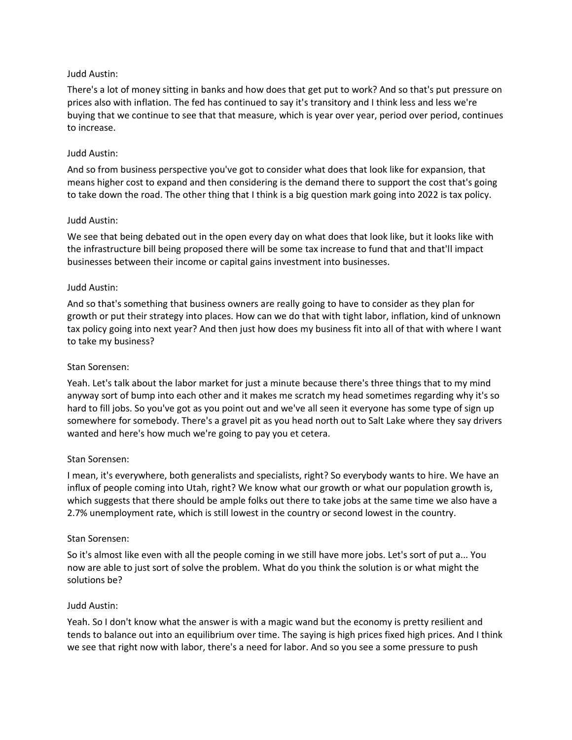Judd Austin:

There's a lot of money sitting in banks and how does that get put to work? And so that's put pressure on prices also with inflation. The fed has continued to say it's transitory and I think less and less we're buying that we continue to see that that measure, which is year over year, period over period, continues to increase.

Judd Austin:

And so from business perspective you've got to consider what does that look like for expansion, that means higher cost to expand and then considering is the demand there to support the cost that's going to take down the road. The other thing that I think is a big question mark going into 2022 is tax policy.

Judd Austin:

We see that being debated out in the open every day on what does that look like, but it looks like with the infrastructure bill being proposed there will be some tax increase to fund that and that'll impact businesses between their income or capital gains investment into businesses.

Judd Austin:

And so that's something that business owners are really going to have to consider as they plan for growth or put their strategy into places. How can we do that with tight labor, inflation, kind of unknown tax policy going into next year? And then just how does my business fit into all of that with where I want to take my business?

Stan Sorensen:

Yeah. Let's talk about the labor market for just a minute because there's three things that to my mind anyway sort of bump into each other and it makes me scratch my head sometimes regarding why it's so hard to fill jobs. So you've got as you point out and we've all seen it everyone has some type of sign up somewhere for somebody. There's a gravel pit as you head north out to Salt Lake where they say drivers wanted and here's how much we're going to pay you et cetera.

Stan Sorensen:

I mean, it's everywhere, both generalists and specialists, right? So everybody wants to hire. We have an influx of people coming into Utah, right? We know what our growth or what our population growth is, which suggests that there should be ample folks out there to take jobs at the same time we also have a 2.7% unemployment rate, which is still lowest in the country or second lowest in the country.

Stan Sorensen:

So it's almost like even with all the people coming in we still have more jobs. Let's sort of put a... You now are able to just sort of solve the problem. What do you think the solution is or what might the solutions be?

Judd Austin:

Yeah. So I don't know what the answer is with a magic wand but the economy is pretty resilient and tends to balance out into an equilibrium over time. The saying is high prices fixed high prices. And I think we see that right now with labor, there's a need for labor. And so you see a some pressure to push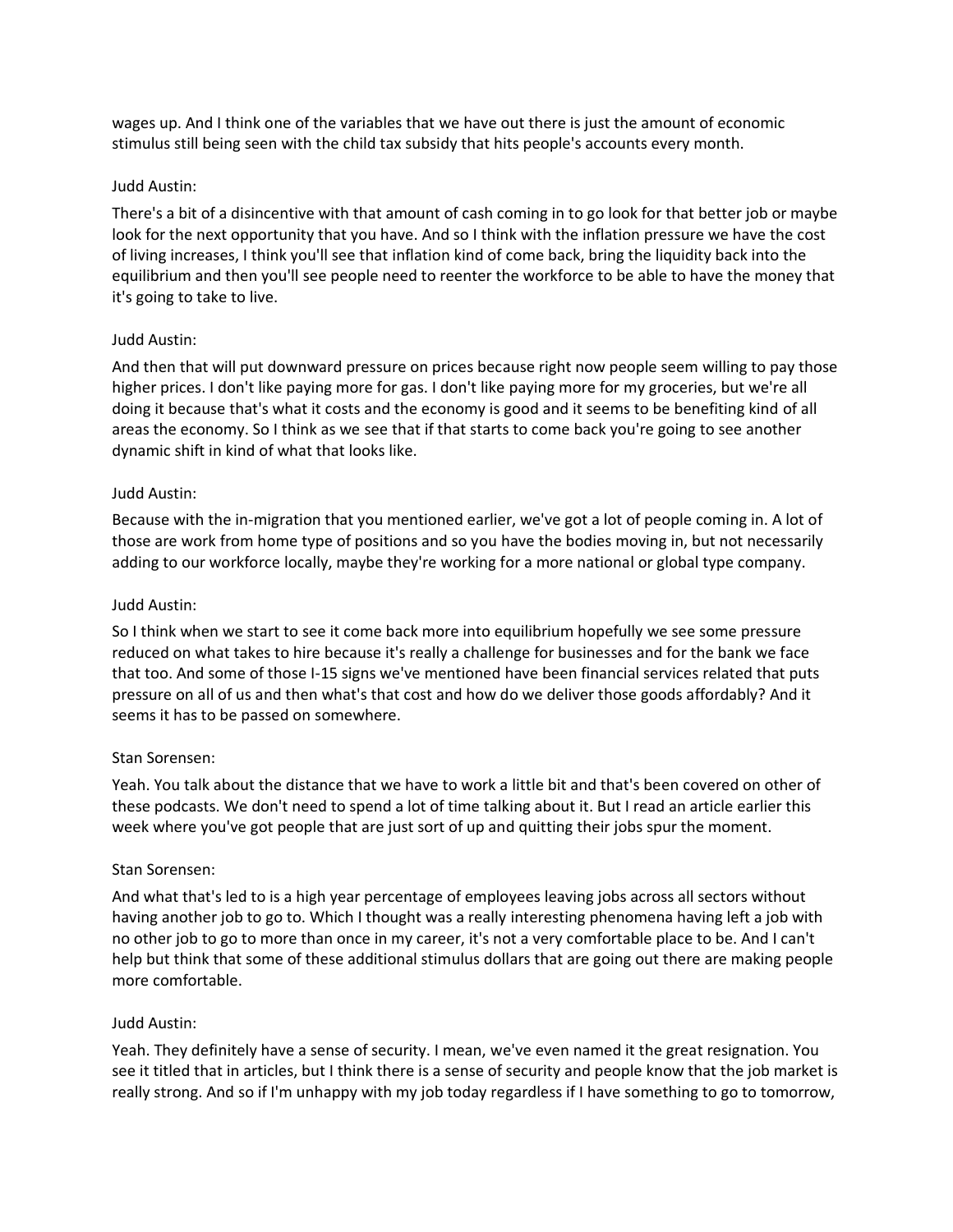wages up. And I think one of the variables that we have out there is just the amount of economic stimulus still being seen with the child tax subsidy that hits people's accounts every month.

Judd Austin:

There's a bit of a disincentive with that amount of cash coming in to go look for that better job or maybe look for the next opportunity that you have. And so I think with the inflation pressure we have the cost of living increases, I think you'll see that inflation kind of come back, bring the liquidity back into the equilibrium and then you'll see people need to reenter the workforce to be able to have the money that it's going to take to live.

Judd Austin:

And then that will put downward pressure on prices because right now people seem willing to pay those higher prices. I don't like paying more for gas. I don't like paying more for my groceries, but we're all doing it because that's what it costs and the economy is good and it seems to be benefiting kind of all areas the economy. So I think as we see that if that starts to come back you're going to see another dynamic shift in kind of what that looks like.

Judd Austin:

Because with the in-migration that you mentioned earlier, we've got a lot of people coming in. A lot of those are work from home type of positions and so you have the bodies moving in, but not necessarily adding to our workforce locally, maybe they're working for a more national or global type company.

Judd Austin:

So I think when we start to see it come back more into equilibrium hopefully we see some pressure reduced on what takes to hire because it's really a challenge for businesses and for the bank we face that too. And some of those I-15 signs we've mentioned have been financial services related that puts pressure on all of us and then what's that cost and how do we deliver those goods affordably? And it seems it has to be passed on somewhere.

Stan Sorensen:

Yeah. You talk about the distance that we have to work a little bit and that's been covered on other of these podcasts. We don't need to spend a lot of time talking about it. But I read an article earlier this week where you've got people that are just sort of up and quitting their jobs spur the moment.

Stan Sorensen:

And what that's led to is a high year percentage of employees leaving jobs across all sectors without having another job to go to. Which I thought was a really interesting phenomena having left a job with no other job to go to more than once in my career, it's not a very comfortable place to be. And I can't help but think that some of these additional stimulus dollars that are going out there are making people more comfortable.

Judd Austin:

Yeah. They definitely have a sense of security. I mean, we've even named it the great resignation. You see it titled that in articles, but I think there is a sense of security and people know that the job market is really strong. And so if I'm unhappy with my job today regardless if I have something to go to tomorrow,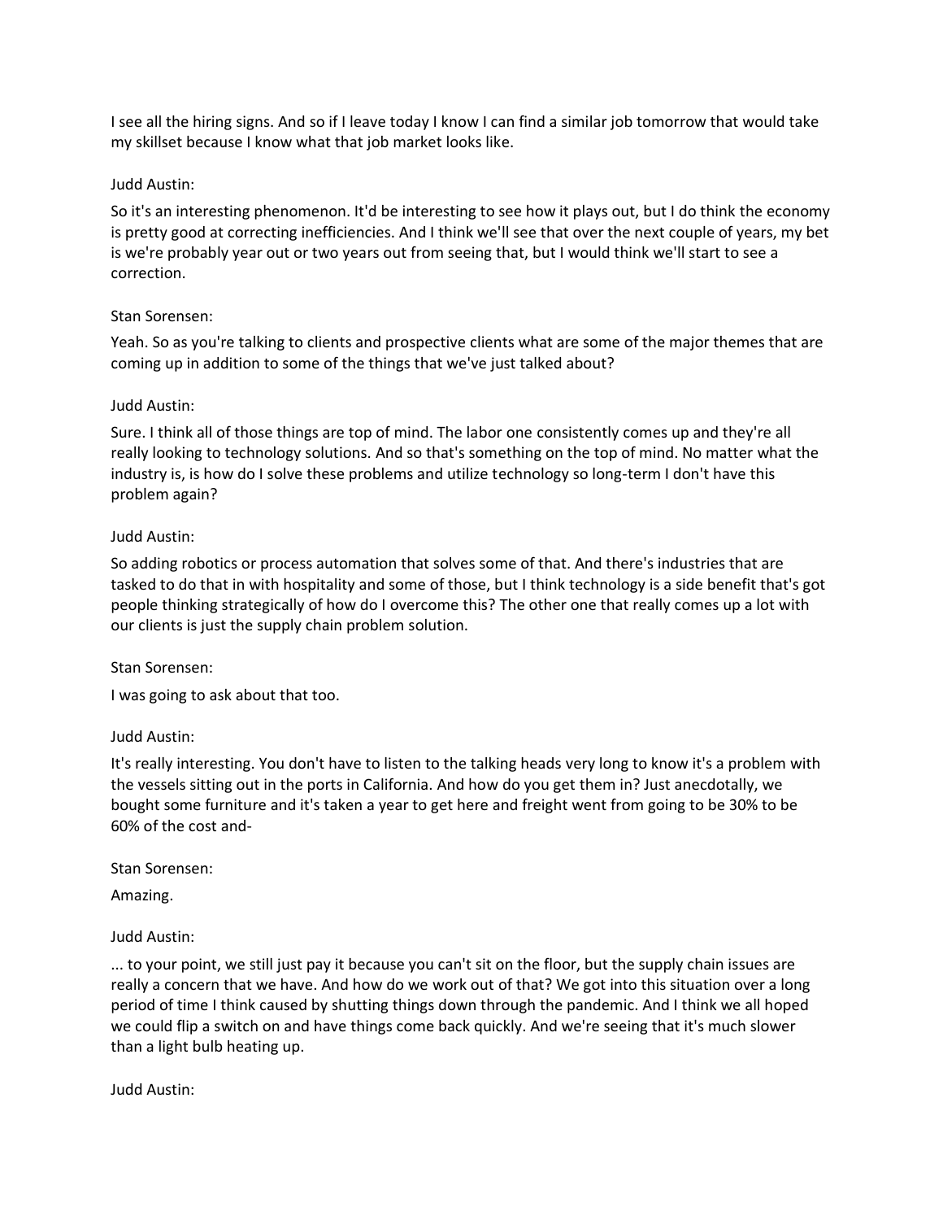I see all the hiring signs. And so if I leave today I know I can find a similar job tomorrow that would take my skillset because I know what that job market looks like.

Judd Austin:

So it's an interesting phenomenon. It'd be interesting to see how it plays out, but I do think the economy is pretty good at correcting inefficiencies. And I think we'll see that over the next couple of years, my bet is we're probably year out or two years out from seeing that, but I would think we'll start to see a correction.

Stan Sorensen:

Yeah. So as you're talking to clients and prospective clients what are some of the major themes that are coming up in addition to some of the things that we've just talked about?

Judd Austin:

Sure. I think all of those things are top of mind. The labor one consistently comes up and they're all really looking to technology solutions. And so that's something on the top of mind. No matter what the industry is, is how do I solve these problems and utilize technology so long-term I don't have this problem again?

Judd Austin:

So adding robotics or process automation that solves some of that. And there's industries that are tasked to do that in with hospitality and some of those, but I think technology is a side benefit that's got people thinking strategically of how do I overcome this? The other one that really comes up a lot with our clients is just the supply chain problem solution.

Stan Sorensen:

I was going to ask about that too.

Judd Austin:

It's really interesting. You don't have to listen to the talking heads very long to know it's a problem with the vessels sitting out in the ports in California. And how do you get them in? Just anecdotally, we bought some furniture and it's taken a year to get here and freight went from going to be 30% to be 60% of the cost and-

Stan Sorensen:

Amazing.

Judd Austin:

... to your point, we still just pay it because you can't sit on the floor, but the supply chain issues are really a concern that we have. And how do we work out of that? We got into this situation over a long period of time I think caused by shutting things down through the pandemic. And I think we all hoped we could flip a switch on and have things come back quickly. And we're seeing that it's much slower than a light bulb heating up.

Judd Austin: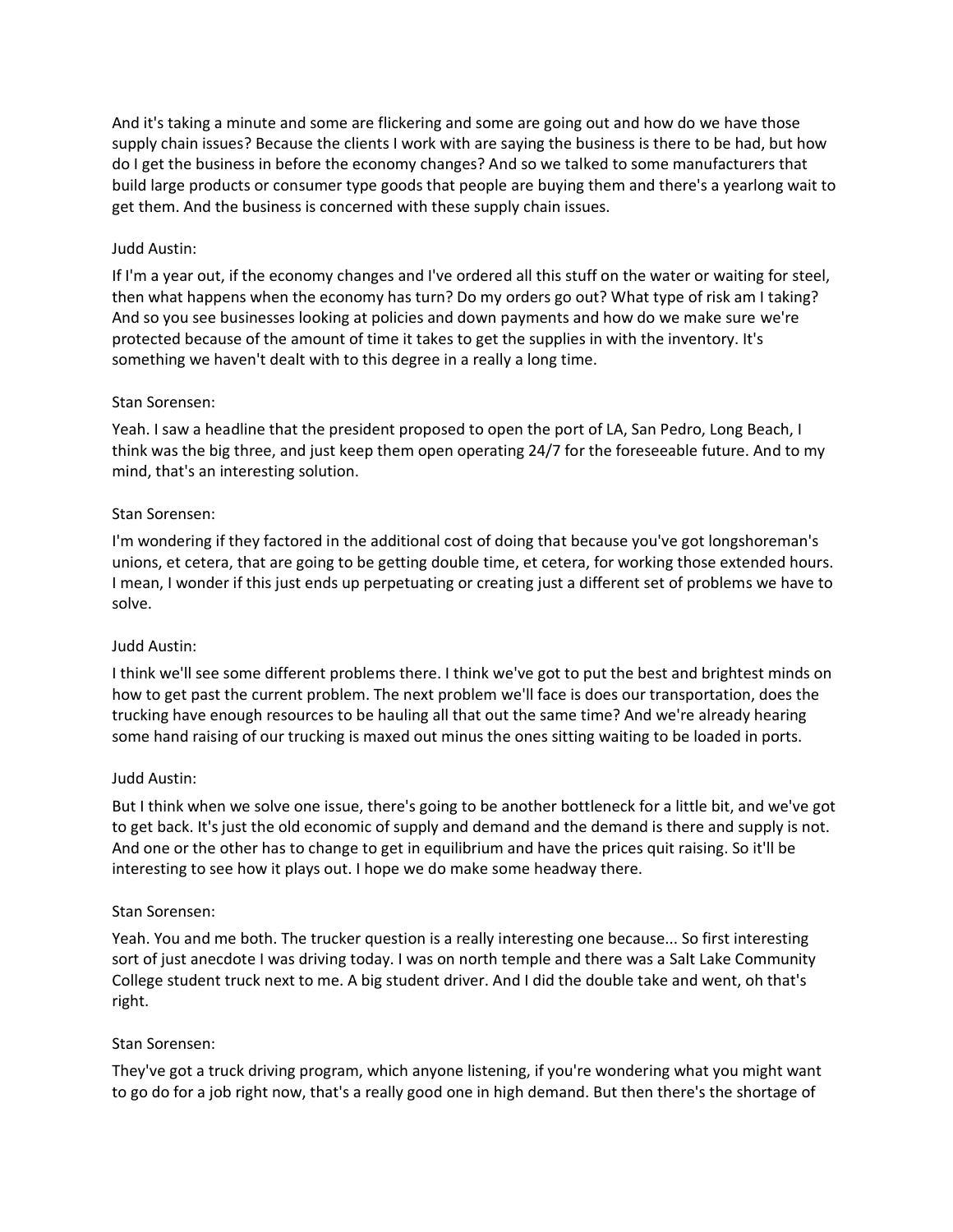And it's taking a minute and some are flickering and some are going out and how do we have those supply chain issues? Because the clients I work with are saying the business is there to be had, but how do I get the business in before the economy changes? And so we talked to some manufacturers that build large products or consumer type goods that people are buying them and there's a yearlong wait to get them. And the business is concerned with these supply chain issues.

Judd Austin:

If I'm a year out, if the economy changes and I've ordered all this stuff on the water or waiting for steel, then what happens when the economy has turn? Do my orders go out? What type of risk am I taking? And so you see businesses looking at policies and down payments and how do we make sure we're protected because of the amount of time it takes to get the supplies in with the inventory. It's something we haven't dealt with to this degree in a really a long time.

Stan Sorensen:

Yeah. I saw a headline that the president proposed to open the port of LA, San Pedro, Long Beach, I think was the big three, and just keep them open operating 24/7 for the foreseeable future. And to my mind, that's an interesting solution.

Stan Sorensen:

I'm wondering if they factored in the additional cost of doing that because you've got longshoreman's unions, et cetera, that are going to be getting double time, et cetera, for working those extended hours. I mean, I wonder if this just ends up perpetuating or creating just a different set of problems we have to solve.

Judd Austin:

I think we'll see some different problems there. I think we've got to put the best and brightest minds on how to get past the current problem. The next problem we'll face is does our transportation, does the trucking have enough resources to be hauling all that out the same time? And we're already hearing some hand raising of our trucking is maxed out minus the ones sitting waiting to be loaded in ports.

Judd Austin:

But I think when we solve one issue, there's going to be another bottleneck for a little bit, and we've got to get back. It's just the old economic of supply and demand and the demand is there and supply is not. And one or the other has to change to get in equilibrium and have the prices quit raising. So it'll be interesting to see how it plays out. I hope we do make some headway there.

Stan Sorensen:

Yeah. You and me both. The trucker question is a really interesting one because... So first interesting sort of just anecdote I was driving today. I was on north temple and there was a Salt Lake Community College student truck next to me. A big student driver. And I did the double take and went, oh that's right.

Stan Sorensen:

They've got a truck driving program, which anyone listening, if you're wondering what you might want to go do for a job right now, that's a really good one in high demand. But then there's the shortage of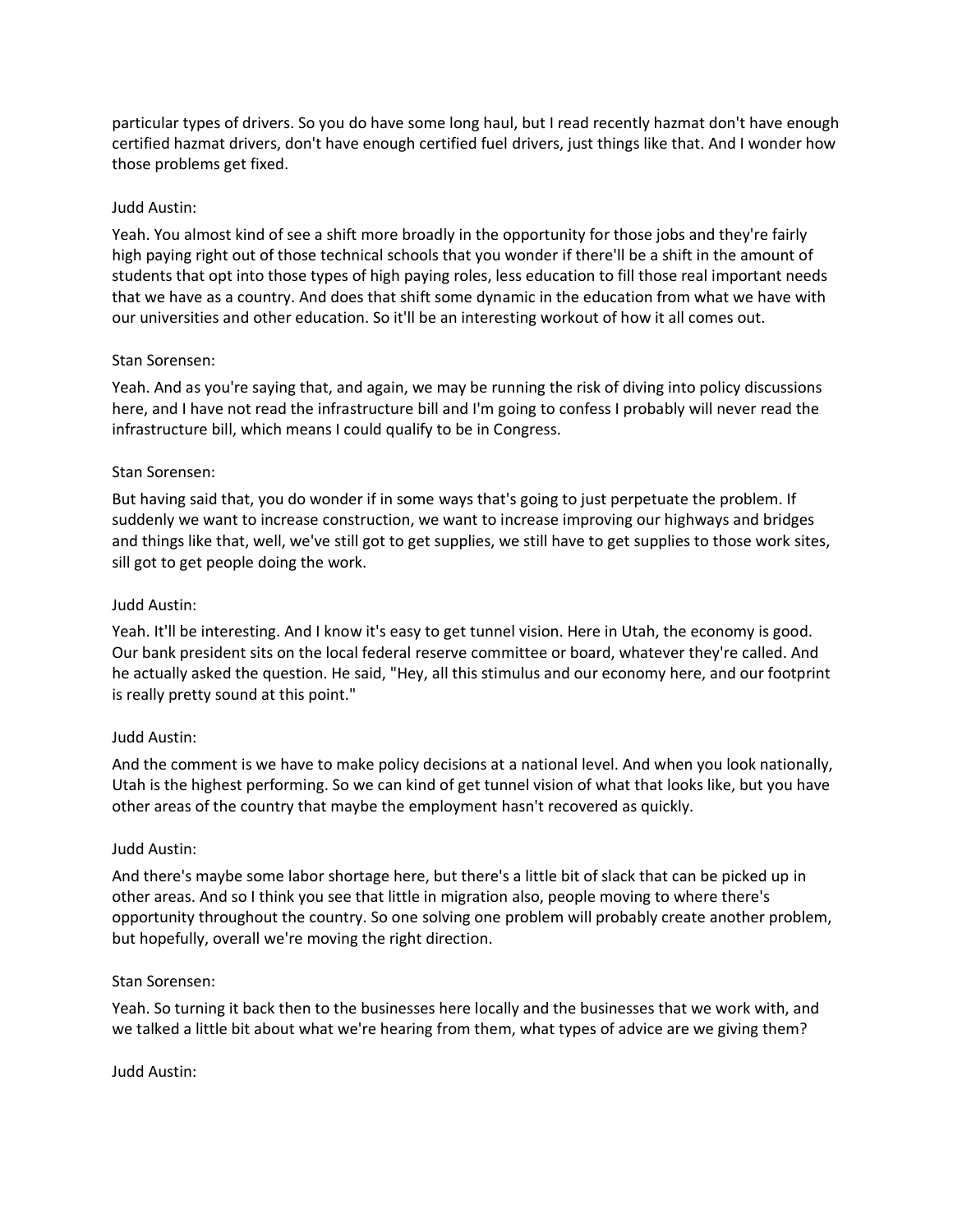particular types of drivers. So you do have some long haul, but I read recently hazmat don't have enough certified hazmat drivers, don't have enough certified fuel drivers, just things like that. And I wonder how those problems get fixed.

Judd Austin:

Yeah. You almost kind of see a shift more broadly in the opportunity for those jobs and they're fairly high paying right out of those technical schools that you wonder if there'll be a shift in the amount of students that opt into those types of high paying roles, less education to fill those real important needs that we have as a country. And does that shift some dynamic in the education from what we have with our universities and other education. So it'll be an interesting workout of how it all comes out.

Stan Sorensen:

Yeah. And as you're saying that, and again, we may be running the risk of diving into policy discussions here, and I have not read the infrastructure bill and I'm going to confess I probably will never read the infrastructure bill, which means I could qualify to be in Congress.

Stan Sorensen:

But having said that, you do wonder if in some ways that's going to just perpetuate the problem. If suddenly we want to increase construction, we want to increase improving our highways and bridges and things like that, well, we've still got to get supplies, we still have to get supplies to those work sites, sill got to get people doing the work.

Judd Austin:

Yeah. It'll be interesting. And I know it's easy to get tunnel vision. Here in Utah, the economy is good. Our bank president sits on the local federal reserve committee or board, whatever they're called. And he actually asked the question. He said, "Hey, all this stimulus and our economy here, and our footprint is really pretty sound at this point."

Judd Austin:

And the comment is we have to make policy decisions at a national level. And when you look nationally, Utah is the highest performing. So we can kind of get tunnel vision of what that looks like, but you have other areas of the country that maybe the employment hasn't recovered as quickly.

Judd Austin:

And there's maybe some labor shortage here, but there's a little bit of slack that can be picked up in other areas. And so I think you see that little in migration also, people moving to where there's opportunity throughout the country. So one solving one problem will probably create another problem, but hopefully, overall we're moving the right direction.

Stan Sorensen:

Yeah. So turning it back then to the businesses here locally and the businesses that we work with, and we talked a little bit about what we're hearing from them, what types of advice are we giving them?

Judd Austin: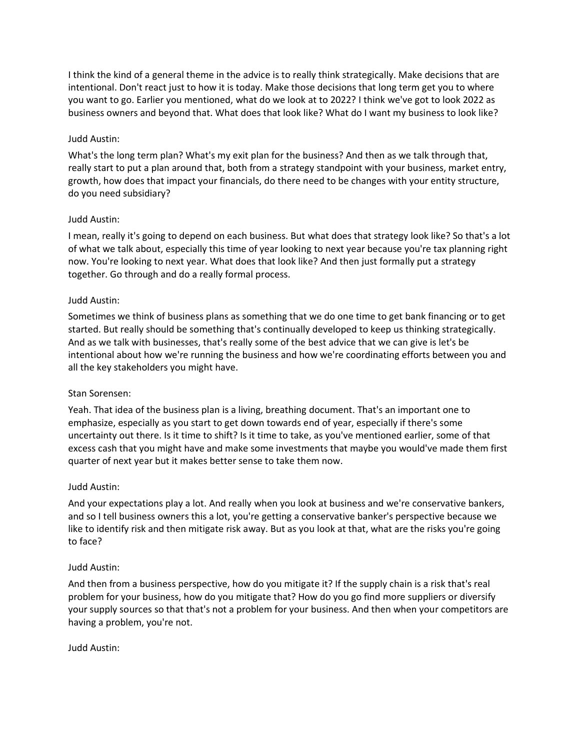I think the kind of a general theme in the advice is to really think strategically. Make decisions that are intentional. Don't react just to how it is today. Make those decisions that long term get you to where you want to go. Earlier you mentioned, what do we look at to 2022? I think we've got to look 2022 as business owners and beyond that. What does that look like? What do I want my business to look like?

Judd Austin:

What's the long term plan? What's my exit plan for the business? And then as we talk through that, really start to put a plan around that, both from a strategy standpoint with your business, market entry, growth, how does that impact your financials, do there need to be changes with your entity structure, do you need subsidiary?

Judd Austin:

I mean, really it's going to depend on each business. But what does that strategy look like? So that's a lot of what we talk about, especially this time of year looking to next year because you're tax planning right now. You're looking to next year. What does that look like? And then just formally put a strategy together. Go through and do a really formal process.

Judd Austin:

Sometimes we think of business plans as something that we do one time to get bank financing or to get started. But really should be something that's continually developed to keep us thinking strategically. And as we talk with businesses, that's really some of the best advice that we can give is let's be intentional about how we're running the business and how we're coordinating efforts between you and all the key stakeholders you might have.

Stan Sorensen:

Yeah. That idea of the business plan is a living, breathing document. That's an important one to emphasize, especially as you start to get down towards end of year, especially if there's some uncertainty out there. Is it time to shift? Is it time to take, as you've mentioned earlier, some of that excess cash that you might have and make some investments that maybe you would've made them first quarter of next year but it makes better sense to take them now.

Judd Austin:

And your expectations play a lot. And really when you look at business and we're conservative bankers, and so I tell business owners this a lot, you're getting a conservative banker's perspective because we like to identify risk and then mitigate risk away. But as you look at that, what are the risks you're going to face?

Judd Austin:

And then from a business perspective, how do you mitigate it? If the supply chain is a risk that's real problem for your business, how do you mitigate that? How do you go find more suppliers or diversify your supply sources so that that's not a problem for your business. And then when your competitors are having a problem, you're not.

Judd Austin: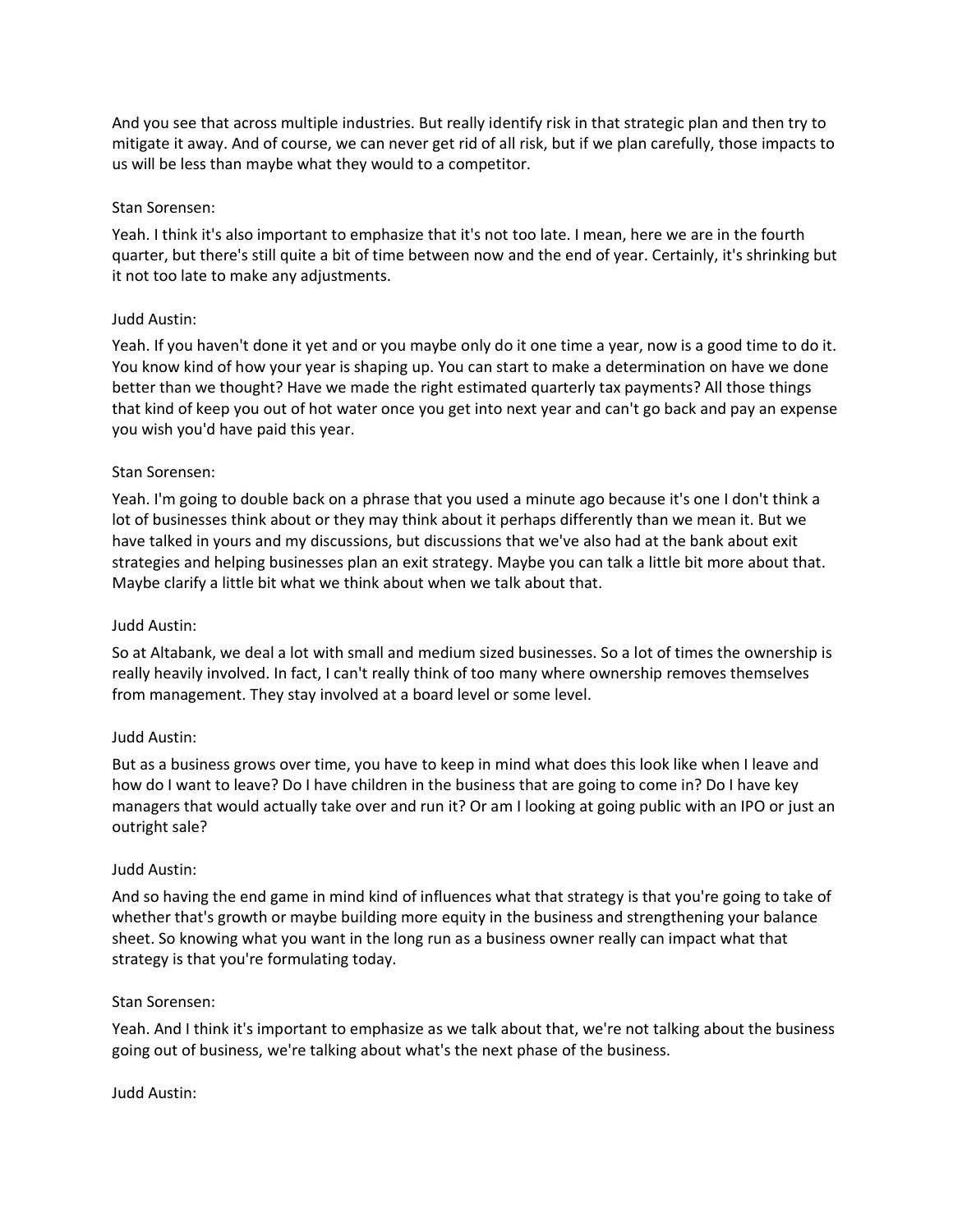And you see that across multiple industries. But really identify risk in that strategic plan and then try to mitigate it away. And of course, we can never get rid of all risk, but if we plan carefully, those impacts to us will be less than maybe what they would to a competitor.

Stan Sorensen:

Yeah. I think it's also important to emphasize that it's not too late. I mean, here we are in the fourth quarter, but there's still quite a bit of time between now and the end of year. Certainly, it's shrinking but it not too late to make any adjustments.

Judd Austin:

Yeah. If you haven't done it yet and or you maybe only do it one time a year, now is a good time to do it. You know kind of how your year is shaping up. You can start to make a determination on have we done better than we thought? Have we made the right estimated quarterly tax payments? All those things that kind of keep you out of hot water once you get into next year and can't go back and pay an expense you wish you'd have paid this year.

Stan Sorensen:

Yeah. I'm going to double back on a phrase that you used a minute ago because it's one I don't think a lot of businesses think about or they may think about it perhaps differently than we mean it. But we have talked in yours and my discussions, but discussions that we've also had at the bank about exit strategies and helping businesses plan an exit strategy. Maybe you can talk a little bit more about that. Maybe clarify a little bit what we think about when we talk about that.

Judd Austin:

So at Altabank, we deal a lot with small and medium sized businesses. So a lot of times the ownership is really heavily involved. In fact, I can't really think of too many where ownership removes themselves from management. They stay involved at a board level or some level.

Judd Austin:

But as a business grows over time, you have to keep in mind what does this look like when I leave and how do I want to leave? Do I have children in the business that are going to come in? Do I have key managers that would actually take over and run it? Or am I looking at going public with an IPO or just an outright sale?

Judd Austin:

And so having the end game in mind kind of influences what that strategy is that you're going to take of whether that's growth or maybe building more equity in the business and strengthening your balance sheet. So knowing what you want in the long run as a business owner really can impact what that strategy is that you're formulating today.

Stan Sorensen:

Yeah. And I think it's important to emphasize as we talk about that, we're not talking about the business going out of business, we're talking about what's the next phase of the business.

Judd Austin: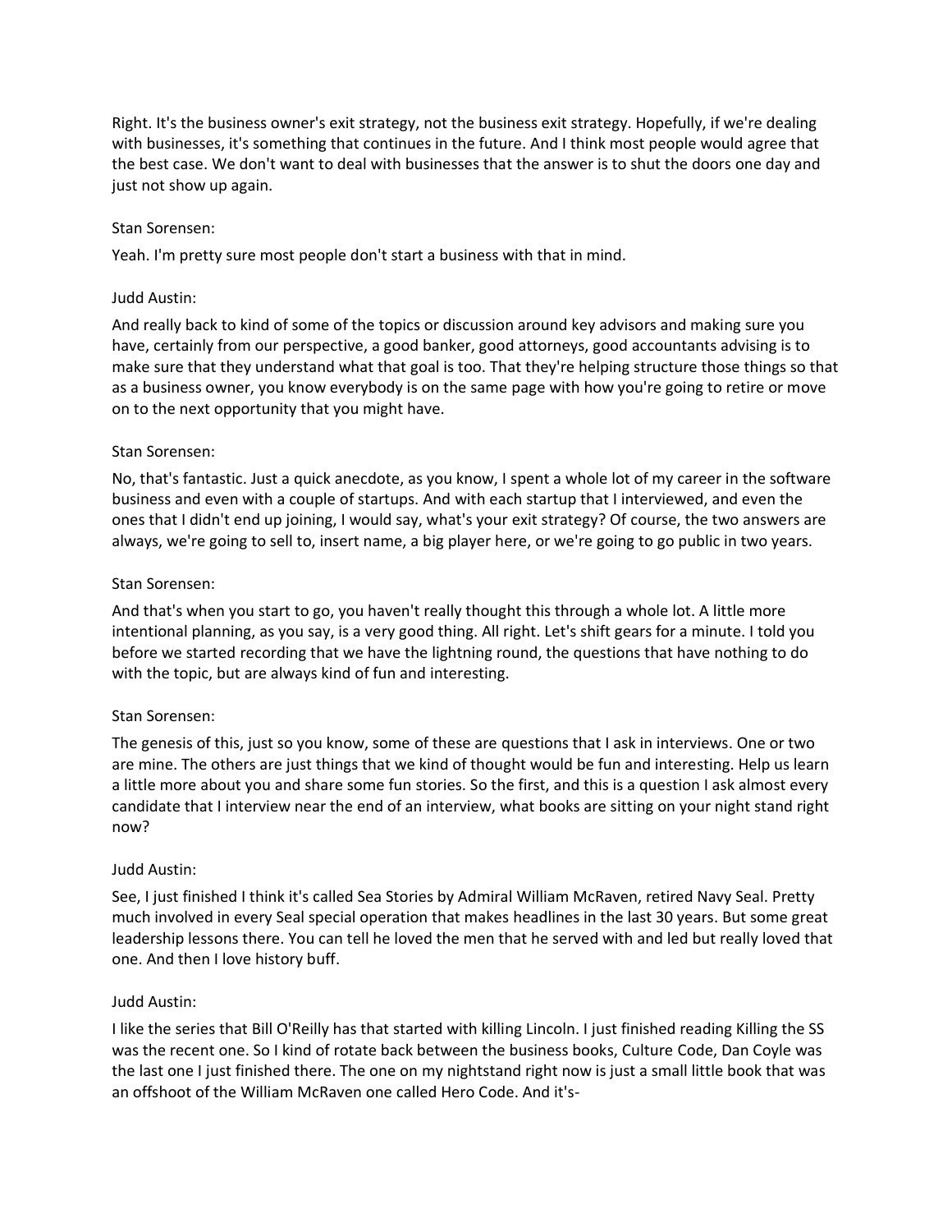Right. It's the business owner's exit strategy, not the business exit strategy. Hopefully, if we're dealing with businesses, it's something that continues in the future. And I think most people would agree that the best case. We don't want to deal with businesses that the answer is to shut the doors one day and just not show up again.

Stan Sorensen:

Yeah. I'm pretty sure most people don't start a business with that in mind.

Judd Austin:

And really back to kind of some of the topics or discussion around key advisors and making sure you have, certainly from our perspective, a good banker, good attorneys, good accountants advising is to make sure that they understand what that goal is too. That they're helping structure those things so that as a business owner, you know everybody is on the same page with how you're going to retire or move on to the next opportunity that you might have.

Stan Sorensen:

No, that's fantastic. Just a quick anecdote, as you know, I spent a whole lot of my career in the software business and even with a couple of startups. And with each startup that I interviewed, and even the ones that I didn't end up joining, I would say, what's your exit strategy? Of course, the two answers are always, we're going to sell to, insert name, a big player here, or we're going to go public in two years.

Stan Sorensen:

And that's when you start to go, you haven't really thought this through a whole lot. A little more intentional planning, as you say, is a very good thing. All right. Let's shift gears for a minute. I told you before we started recording that we have the lightning round, the questions that have nothing to do with the topic, but are always kind of fun and interesting.

Stan Sorensen:

The genesis of this, just so you know, some of these are questions that I ask in interviews. One or two are mine. The others are just things that we kind of thought would be fun and interesting. Help us learn a little more about you and share some fun stories. So the first, and this is a question I ask almost every candidate that I interview near the end of an interview, what books are sitting on your night stand right now?

Judd Austin:

See, I just finished I think it's called Sea Stories by Admiral William McRaven, retired Navy Seal. Pretty much involved in every Seal special operation that makes headlines in the last 30 years. But some great leadership lessons there. You can tell he loved the men that he served with and led but really loved that one. And then I love history buff.

Judd Austin:

I like the series that Bill O'Reilly has that started with killing Lincoln. I just finished reading Killing the SS was the recent one. So I kind of rotate back between the business books, Culture Code, Dan Coyle was the last one I just finished there. The one on my nightstand right now is just a small little book that was an offshoot of the William McRaven one called Hero Code. And it's-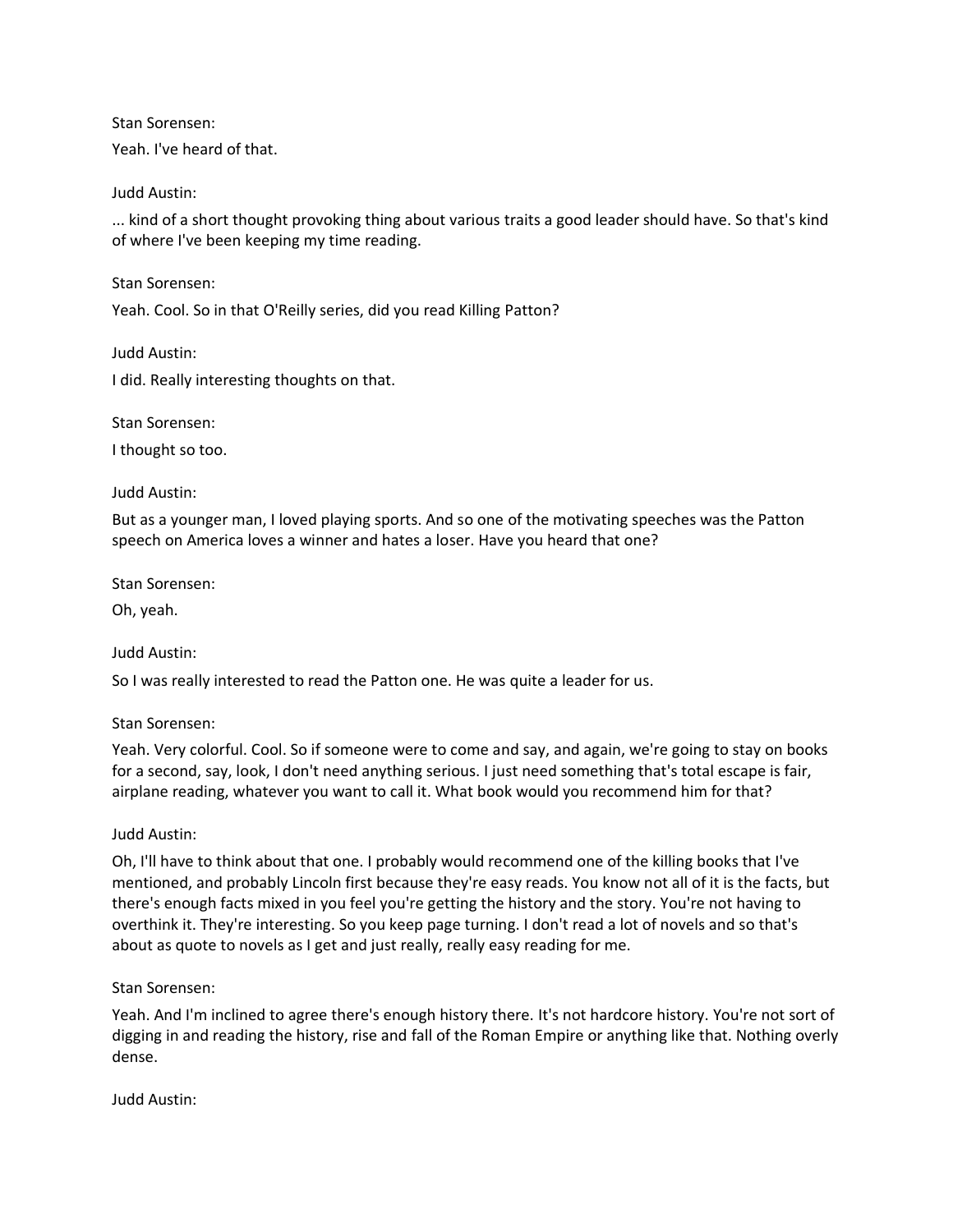Stan Sorensen:

Yeah. I've heard of that.

Judd Austin:

... kind of a short thought provoking thing about various traits a good leader should have. So that's kind of where I've been keeping my time reading.

Stan Sorensen:

Yeah. Cool. So in that O'Reilly series, did you read Killing Patton?

Judd Austin:

I did. Really interesting thoughts on that.

Stan Sorensen:

I thought so too.

Judd Austin:

But as a younger man, I loved playing sports. And so one of the motivating speeches was the Patton speech on America loves a winner and hates a loser. Have you heard that one?

Stan Sorensen:

Oh, yeah.

Judd Austin:

So I was really interested to read the Patton one. He was quite a leader for us.

Stan Sorensen:

Yeah. Very colorful. Cool. So if someone were to come and say, and again, we're going to stay on books for a second, say, look, I don't need anything serious. I just need something that's total escape is fair, airplane reading, whatever you want to call it. What book would you recommend him for that?

Judd Austin:

Oh, I'll have to think about that one. I probably would recommend one of the killing books that I've mentioned, and probably Lincoln first because they're easy reads. You know not all of it is the facts, but there's enough facts mixed in you feel you're getting the history and the story. You're not having to overthink it. They're interesting. So you keep page turning. I don't read a lot of novels and so that's about as quote to novels as I get and just really, really easy reading for me.

Stan Sorensen:

Yeah. And I'm inclined to agree there's enough history there. It's not hardcore history. You're not sort of digging in and reading the history, rise and fall of the Roman Empire or anything like that. Nothing overly dense.

Judd Austin: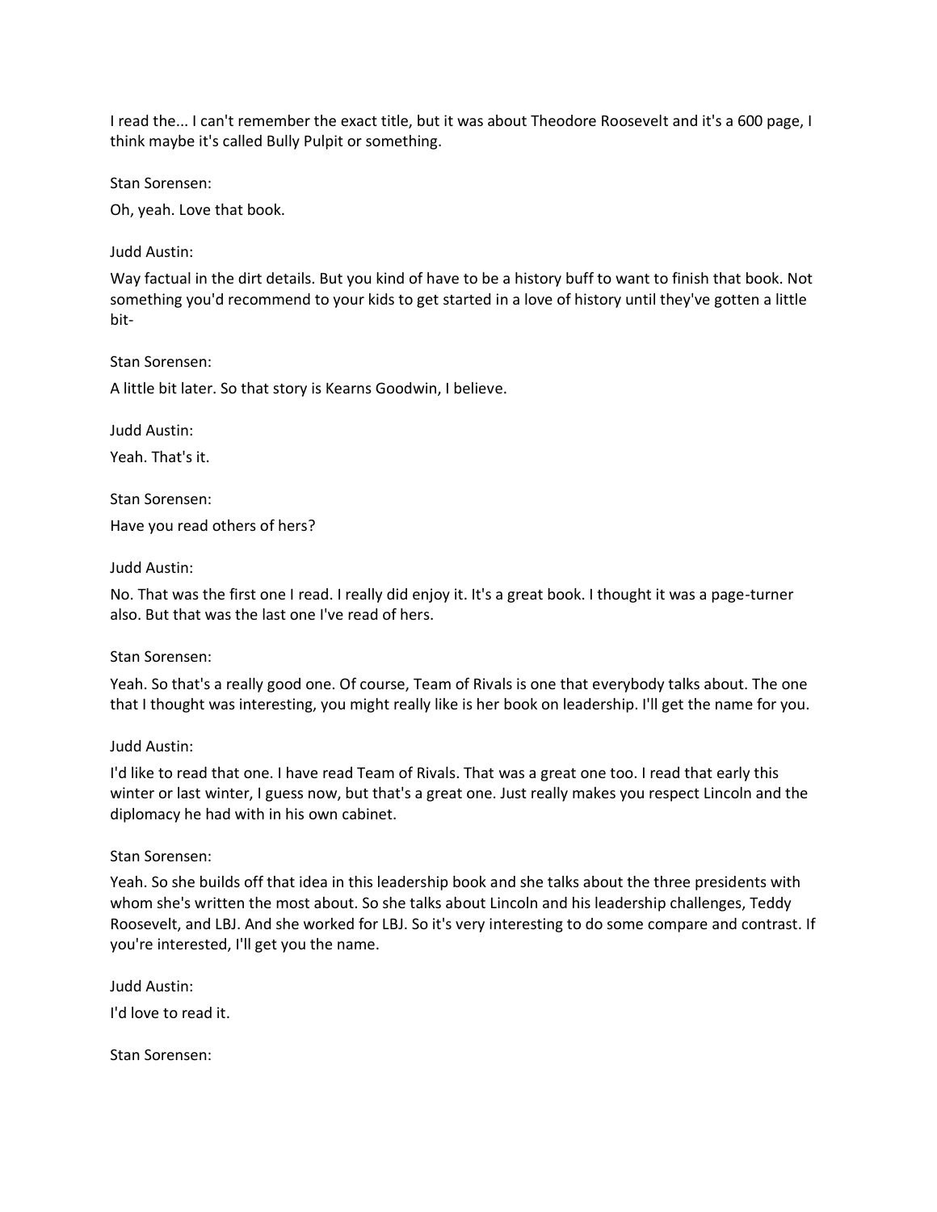I read the... I can't remember the exact title, but it was about Theodore Roosevelt and it's a 600 page, I think maybe it's called Bully Pulpit or something.

Stan Sorensen:

Oh, yeah. Love that book.

Judd Austin:

Way factual in the dirt details. But you kind of have to be a history buff to want to finish that book. Not something you'd recommend to your kids to get started in a love of history until they've gotten a little bit-

Stan Sorensen:

A little bit later. So that story is Kearns Goodwin, I believe.

Judd Austin:

Yeah. That's it.

Stan Sorensen:

Have you read others of hers?

Judd Austin:

No. That was the first one I read. I really did enjoy it. It's a great book. I thought it was a page-turner also. But that was the last one I've read of hers.

Stan Sorensen:

Yeah. So that's a really good one. Of course, Team of Rivals is one that everybody talks about. The one that I thought was interesting, you might really like is her book on leadership. I'll get the name for you.

Judd Austin:

I'd like to read that one. I have read Team of Rivals. That was a great one too. I read that early this winter or last winter, I guess now, but that's a great one. Just really makes you respect Lincoln and the diplomacy he had with in his own cabinet.

Stan Sorensen:

Yeah. So she builds off that idea in this leadership book and she talks about the three presidents with whom she's written the most about. So she talks about Lincoln and his leadership challenges, Teddy Roosevelt, and LBJ. And she worked for LBJ. So it's very interesting to do some compare and contrast. If you're interested, I'll get you the name.

Judd Austin:

I'd love to read it.

Stan Sorensen: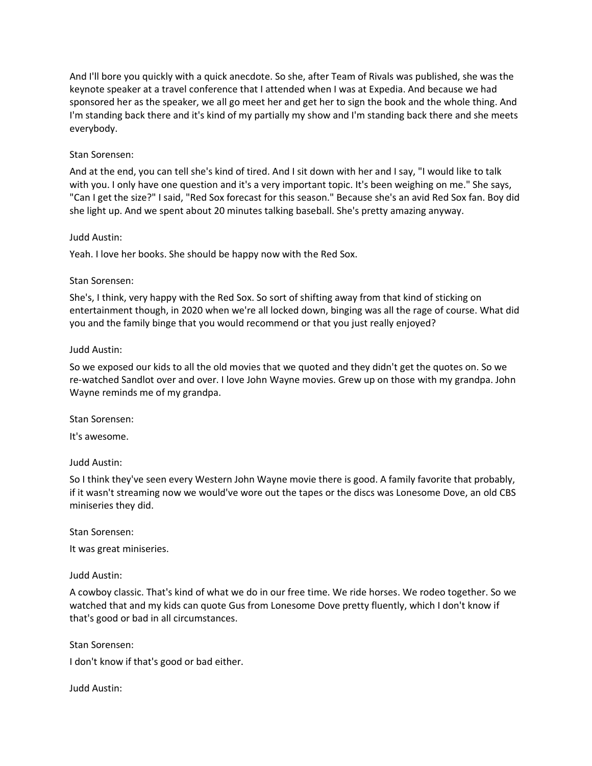And I'll bore you quickly with a quick anecdote. So she, after Team of Rivals was published, she was the keynote speaker at a travel conference that I attended when I was at Expedia. And because we had sponsored her as the speaker, we all go meet her and get her to sign the book and the whole thing. And I'm standing back there and it's kind of my partially my show and I'm standing back there and she meets everybody.

Stan Sorensen:

And at the end, you can tell she's kind of tired. And I sit down with her and I say, "I would like to talk with you. I only have one question and it's a very important topic. It's been weighing on me." She says, "Can I get the size?" I said, "Red Sox forecast for this season." Because she's an avid Red Sox fan. Boy did she light up. And we spent about 20 minutes talking baseball. She's pretty amazing anyway.

Judd Austin:

Yeah. I love her books. She should be happy now with the Red Sox.

Stan Sorensen:

She's, I think, very happy with the Red Sox. So sort of shifting away from that kind of sticking on entertainment though, in 2020 when we're all locked down, binging was all the rage of course. What did you and the family binge that you would recommend or that you just really enjoyed?

Judd Austin:

So we exposed our kids to all the old movies that we quoted and they didn't get the quotes on. So we re-watched Sandlot over and over. I love John Wayne movies. Grew up on those with my grandpa. John Wayne reminds me of my grandpa.

Stan Sorensen:

It's awesome.

Judd Austin:

So I think they've seen every Western John Wayne movie there is good. A family favorite that probably, if it wasn't streaming now we would've wore out the tapes or the discs was Lonesome Dove, an old CBS miniseries they did.

Stan Sorensen:

It was great miniseries.

Judd Austin:

A cowboy classic. That's kind of what we do in our free time. We ride horses. We rodeo together. So we watched that and my kids can quote Gus from Lonesome Dove pretty fluently, which I don't know if that's good or bad in all circumstances.

Stan Sorensen:

I don't know if that's good or bad either.

Judd Austin: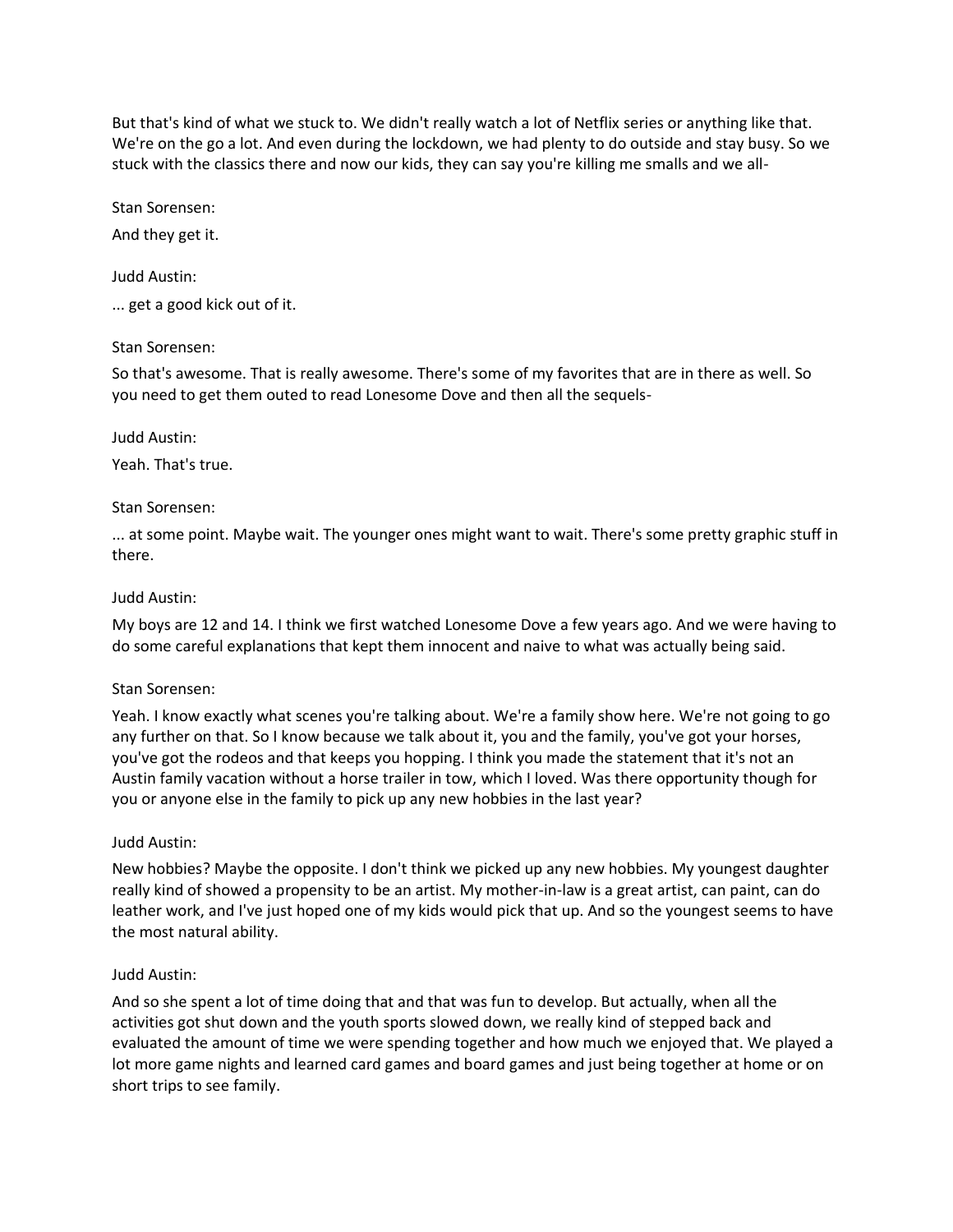But that's kind of what we stuck to. We didn't really watch a lot of Netflix series or anything like that. We're on the go a lot. And even during the lockdown, we had plenty to do outside and stay busy. So we stuck with the classics there and now our kids, they can say you're killing me smalls and we all-

Stan Sorensen:

And they get it.

Judd Austin:

... get a good kick out of it.

Stan Sorensen:

So that's awesome. That is really awesome. There's some of my favorites that are in there as well. So you need to get them outed to read Lonesome Dove and then all the sequels-

Judd Austin:

Yeah. That's true.

Stan Sorensen:

... at some point. Maybe wait. The younger ones might want to wait. There's some pretty graphic stuff in there.

Judd Austin:

My boys are 12 and 14. I think we first watched Lonesome Dove a few years ago. And we were having to do some careful explanations that kept them innocent and naive to what was actually being said.

Stan Sorensen:

Yeah. I know exactly what scenes you're talking about. We're a family show here. We're not going to go any further on that. So I know because we talk about it, you and the family, you've got your horses, you've got the rodeos and that keeps you hopping. I think you made the statement that it's not an Austin family vacation without a horse trailer in tow, which I loved. Was there opportunity though for you or anyone else in the family to pick up any new hobbies in the last year?

Judd Austin:

New hobbies? Maybe the opposite. I don't think we picked up any new hobbies. My youngest daughter really kind of showed a propensity to be an artist. My mother-in-law is a great artist, can paint, can do leather work, and I've just hoped one of my kids would pick that up. And so the youngest seems to have the most natural ability.

Judd Austin:

And so she spent a lot of time doing that and that was fun to develop. But actually, when all the activities got shut down and the youth sports slowed down, we really kind of stepped back and evaluated the amount of time we were spending together and how much we enjoyed that. We played a lot more game nights and learned card games and board games and just being together at home or on short trips to see family.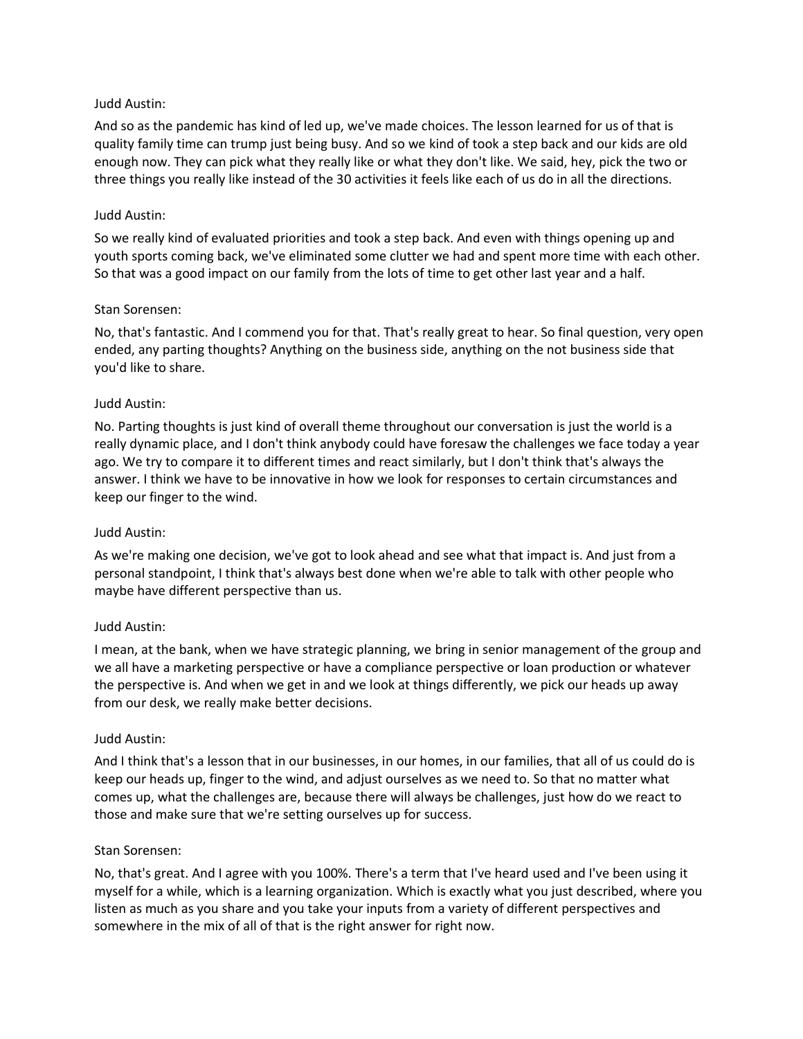Judd Austin:

And so as the pandemic has kind of led up, we've made choices. The lesson learned for us of that is quality family time can trump just being busy. And so we kind of took a step back and our kids are old enough now. They can pick what they really like or what they don't like. We said, hey, pick the two or three things you really like instead of the 30 activities it feels like each of us do in all the directions.

Judd Austin:

So we really kind of evaluated priorities and took a step back. And even with things opening up and youth sports coming back, we've eliminated some clutter we had and spent more time with each other. So that was a good impact on our family from the lots of time to get other last year and a half.

Stan Sorensen:

No, that's fantastic. And I commend you for that. That's really great to hear. So final question, very open ended, any parting thoughts? Anything on the business side, anything on the not business side that you'd like to share.

Judd Austin:

No. Parting thoughts is just kind of overall theme throughout our conversation is just the world is a really dynamic place, and I don't think anybody could have foresaw the challenges we face today a year ago. We try to compare it to different times and react similarly, but I don't think that's always the answer. I think we have to be innovative in how we look for responses to certain circumstances and keep our finger to the wind.

Judd Austin:

As we're making one decision, we've got to look ahead and see what that impact is. And just from a personal standpoint, I think that's always best done when we're able to talk with other people who maybe have different perspective than us.

Judd Austin:

I mean, at the bank, when we have strategic planning, we bring in senior management of the group and we all have a marketing perspective or have a compliance perspective or loan production or whatever the perspective is. And when we get in and we look at things differently, we pick our heads up away from our desk, we really make better decisions.

Judd Austin:

And I think that's a lesson that in our businesses, in our homes, in our families, that all of us could do is keep our heads up, finger to the wind, and adjust ourselves as we need to. So that no matter what comes up, what the challenges are, because there will always be challenges, just how do we react to those and make sure that we're setting ourselves up for success.

Stan Sorensen:

No, that's great. And I agree with you 100%. There's a term that I've heard used and I've been using it myself for a while, which is a learning organization. Which is exactly what you just described, where you listen as much as you share and you take your inputs from a variety of different perspectives and somewhere in the mix of all of that is the right answer for right now.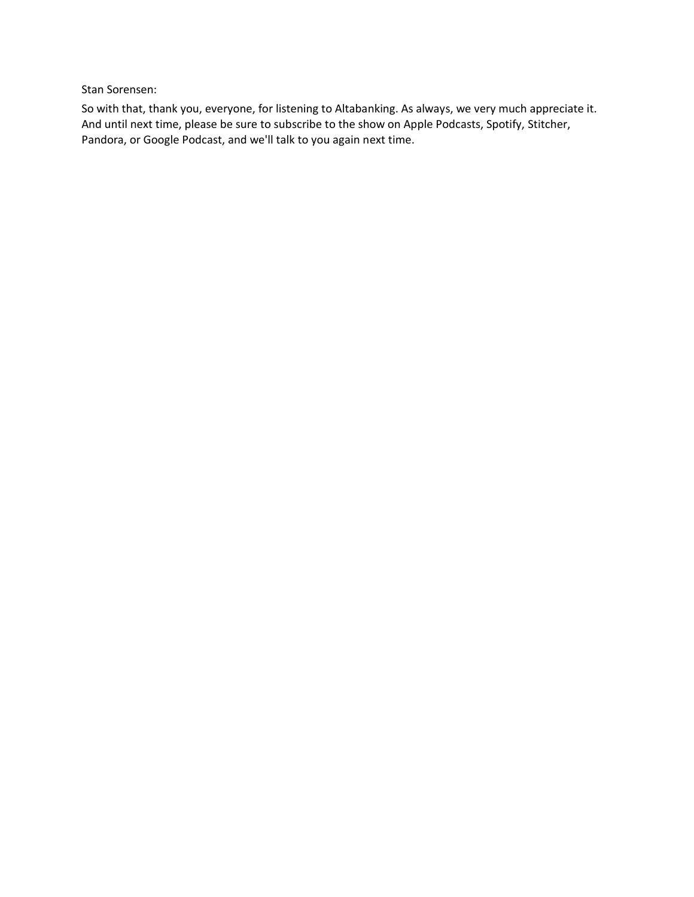Stan Sorensen:

So with that, thank you, everyone, for listening to Altabanking. As always, we very much appreciate it. And until next time, please be sure to subscribe to the show on Apple Podcasts, Spotify, Stitcher, Pandora, or Google Podcast, and we'll talk to you again next time.